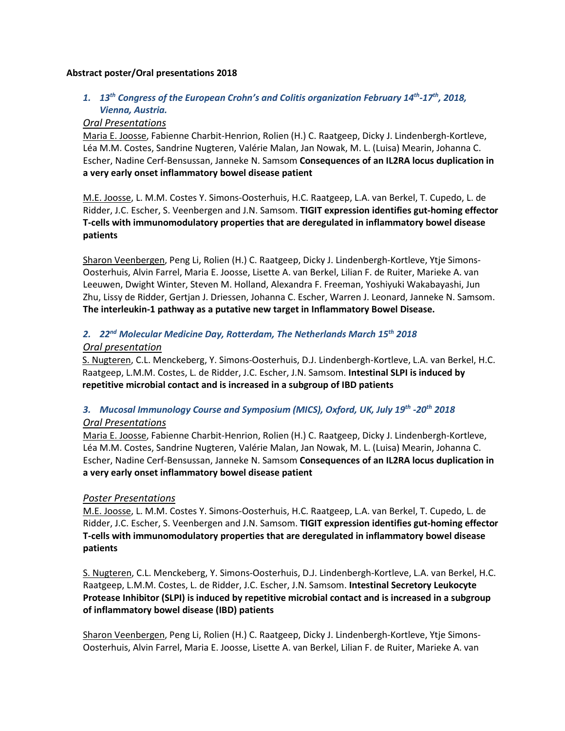**Abstract poster/Oral presentations 2018**

1. ***13th Congress of the European Crohn's and Colitis organization February 14th-17th, 2018, Vienna, Austria.***

   *Oral Presentations*

   Maria E. Joosse, Fabienne Charbit-Henrion, Rolien (H.) C. Raatgeep, Dicky J. Lindenbergh-Kortleve, Léa M.M. Costes, Sandrine Nugteren, Valérie Malan, Jan Nowak, M. L. (Luisa) Mearin, Johanna C. Escher, Nadine Cerf-Bensussan, Janneke N. Samsom **Consequences of an IL2RA locus duplication in a very early onset inflammatory bowel disease patient**

   M.E. Joosse, L. M.M. Costes Y. Simons-Oosterhuis, H.C. Raatgeep, L.A. van Berkel, T. Cupedo, L. de Ridder, J.C. Escher, S. Veenbergen and J.N. Samsom. **TIGIT expression identifies gut-homing effector T-cells with immunomodulatory properties that are deregulated in inflammatory bowel disease patients**

   Sharon Veenbergen, Peng Li, Rolien (H.) C. Raatgeep, Dicky J. Lindenbergh-Kortleve, Ytje Simons-Oosterhuis, Alvin Farrel, Maria E. Joosse, Lisette A. van Berkel, Lilian F. de Ruiter, Marieke A. van Leeuwen, Dwight Winter, Steven M. Holland, Alexandra F. Freeman, Yoshiyuki Wakabayashi, Jun Zhu, Lissy de Ridder, Gertjan J. Driessen, Johanna C. Escher, Warren J. Leonard, Janneke N. Samsom. **The interleukin-1 pathway as a putative new target in Inflammatory Bowel Disease.**

2. ***22nd Molecular Medicine Day, Rotterdam, The Netherlands March 15th 2018***

   *Oral presentation*

   S. Nugteren, C.L. Menckeberg, Y. Simons-Oosterhuis, D.J. Lindenbergh-Kortleve, L.A. van Berkel, H.C. Raatgeep, L.M.M. Costes, L. de Ridder, J.C. Escher, J.N. Samsom. **Intestinal SLPI is induced by repetitive microbial contact and is increased in a subgroup of IBD patients**

3. ***Mucosal Immunology Course and Symposium (MICS), Oxford, UK, July 19th -20th 2018***

   *Oral Presentations*

   Maria E. Joosse, Fabienne Charbit-Henrion, Rolien (H.) C. Raatgeep, Dicky J. Lindenbergh-Kortleve, Léa M.M. Costes, Sandrine Nugteren, Valérie Malan, Jan Nowak, M. L. (Luisa) Mearin, Johanna C. Escher, Nadine Cerf-Bensussan, Janneke N. Samsom **Consequences of an IL2RA locus duplication in a very early onset inflammatory bowel disease patient**

   *Poster Presentations*

   M.E. Joosse, L. M.M. Costes Y. Simons-Oosterhuis, H.C. Raatgeep, L.A. van Berkel, T. Cupedo, L. de Ridder, J.C. Escher, S. Veenbergen and J.N. Samsom. **TIGIT expression identifies gut-homing effector T-cells with immunomodulatory properties that are deregulated in inflammatory bowel disease patients**

   S. Nugteren, C.L. Menckeberg, Y. Simons-Oosterhuis, D.J. Lindenbergh-Kortleve, L.A. van Berkel, H.C. Raatgeep, L.M.M. Costes, L. de Ridder, J.C. Escher, J.N. Samsom. **Intestinal Secretory Leukocyte Protease Inhibitor (SLPI) is induced by repetitive microbial contact and is increased in a subgroup of inflammatory bowel disease (IBD) patients**

   Sharon Veenbergen, Peng Li, Rolien (H.) C. Raatgeep, Dicky J. Lindenbergh-Kortleve, Ytje Simons-Oosterhuis, Alvin Farrel, Maria E. Joosse, Lisette A. van Berkel, Lilian F. de Ruiter, Marieke A. van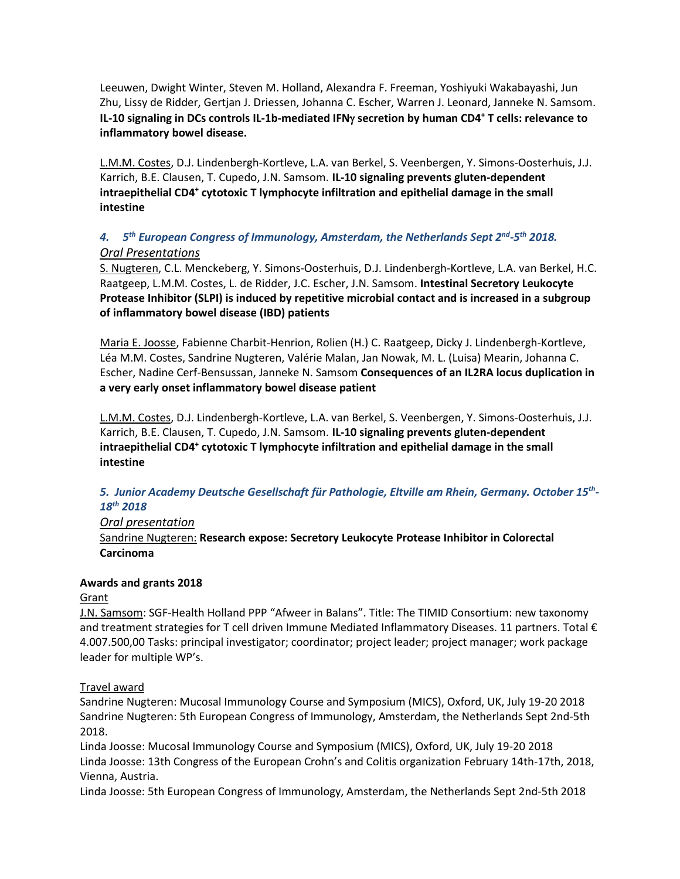Leeuwen, Dwight Winter, Steven M. Holland, Alexandra F. Freeman, Yoshiyuki Wakabayashi, Jun Zhu, Lissy de Ridder, Gertjan J. Driessen, Johanna C. Escher, Warren J. Leonard, Janneke N. Samsom. **IL-10 signaling in DCs controls IL-1b-mediated IFNγ secretion by human $CD4^+$ T cells: relevance to inflammatory bowel disease.**

L.M.M. Costes, D.J. Lindenbergh-Kortleve, L.A. van Berkel, S. Veenbergen, Y. Simons-Oosterhuis, J.J. Karrich, B.E. Clausen, T. Cupedo, J.N. Samsom. **IL-10 signaling prevents gluten-dependent intraepithelial $CD4^+$ cytotoxic T lymphocyte infiltration and epithelial damage in the small intestine**

### *4. 5th European Congress of Immunology, Amsterdam, the Netherlands Sept 2nd-5th 2018.*

*Oral Presentations*

S. Nugteren, C.L. Menckeberg, Y. Simons-Oosterhuis, D.J. Lindenbergh-Kortleve, L.A. van Berkel, H.C. Raatgeep, L.M.M. Costes, L. de Ridder, J.C. Escher, J.N. Samsom. **Intestinal Secretory Leukocyte Protease Inhibitor (SLPI) is induced by repetitive microbial contact and is increased in a subgroup of inflammatory bowel disease (IBD) patients**

Maria E. Joosse, Fabienne Charbit-Henrion, Rolien (H.) C. Raatgeep, Dicky J. Lindenbergh-Kortleve, Léa M.M. Costes, Sandrine Nugteren, Valérie Malan, Jan Nowak, M. L. (Luisa) Mearin, Johanna C. Escher, Nadine Cerf-Bensussan, Janneke N. Samsom **Consequences of an IL2RA locus duplication in a very early onset inflammatory bowel disease patient**

L.M.M. Costes, D.J. Lindenbergh-Kortleve, L.A. van Berkel, S. Veenbergen, Y. Simons-Oosterhuis, J.J. Karrich, B.E. Clausen, T. Cupedo, J.N. Samsom. **IL-10 signaling prevents gluten-dependent intraepithelial $CD4^+$ cytotoxic T lymphocyte infiltration and epithelial damage in the small intestine**

### *5. Junior Academy Deutsche Gesellschaft für Pathologie, Eltville am Rhein, Germany. October 15th-18th 2018*

*Oral presentation*

Sandrine Nugteren: **Research expose: Secretory Leukocyte Protease Inhibitor in Colorectal Carcinoma**

**Awards and grants 2018**

Grant

J.N. Samsom: SGF-Health Holland PPP "Afweer in Balans". Title: The TIMID Consortium: new taxonomy and treatment strategies for T cell driven Immune Mediated Inflammatory Diseases. 11 partners. Total € 4.007.500,00 Tasks: principal investigator; coordinator; project leader; project manager; work package leader for multiple WP's.

Travel award

Sandrine Nugteren: Mucosal Immunology Course and Symposium (MICS), Oxford, UK, July 19-20 2018
Sandrine Nugteren: 5th European Congress of Immunology, Amsterdam, the Netherlands Sept 2nd-5th 2018.
Linda Joosse: Mucosal Immunology Course and Symposium (MICS), Oxford, UK, July 19-20 2018
Linda Joosse: 13th Congress of the European Crohn's and Colitis organization February 14th-17th, 2018, Vienna, Austria.
Linda Joosse: 5th European Congress of Immunology, Amsterdam, the Netherlands Sept 2nd-5th 2018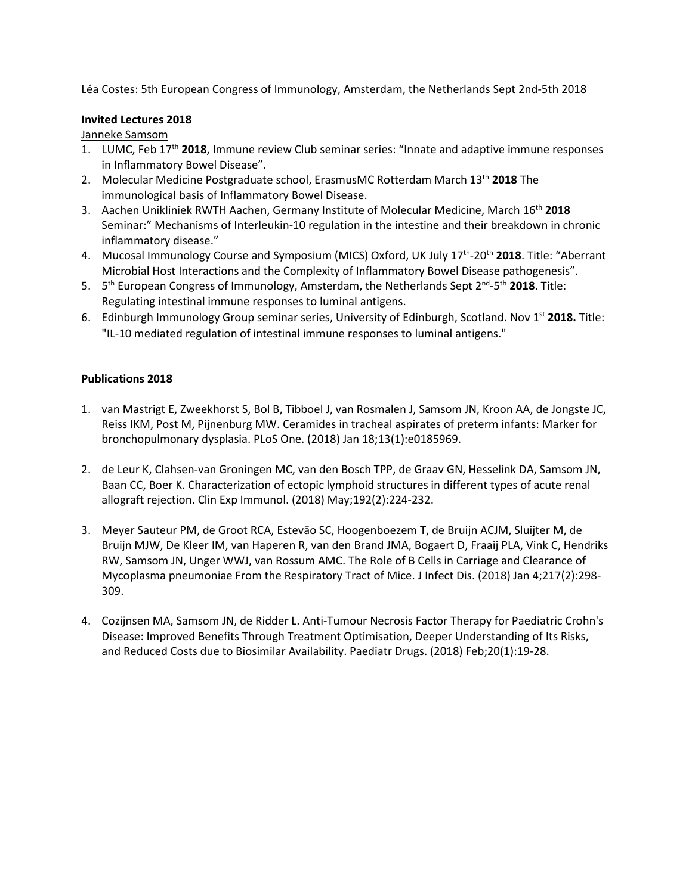Léa Costes: 5th European Congress of Immunology, Amsterdam, the Netherlands Sept 2nd-5th 2018

**Invited Lectures 2018**

Janneke Samsom

1. LUMC, Feb 17th **2018**, Immune review Club seminar series: "Innate and adaptive immune responses in Inflammatory Bowel Disease".
2. Molecular Medicine Postgraduate school, ErasmusMC Rotterdam March 13th **2018** The immunological basis of Inflammatory Bowel Disease.
3. Aachen Unikliniek RWTH Aachen, Germany Institute of Molecular Medicine, March 16th **2018** Seminar:" Mechanisms of Interleukin-10 regulation in the intestine and their breakdown in chronic inflammatory disease."
4. Mucosal Immunology Course and Symposium (MICS) Oxford, UK July 17th-20th **2018**. Title: "Aberrant Microbial Host Interactions and the Complexity of Inflammatory Bowel Disease pathogenesis".
5. 5th European Congress of Immunology, Amsterdam, the Netherlands Sept 2nd-5th **2018**. Title: Regulating intestinal immune responses to luminal antigens.
6. Edinburgh Immunology Group seminar series, University of Edinburgh, Scotland. Nov 1st **2018.** Title: "IL-10 mediated regulation of intestinal immune responses to luminal antigens."

**Publications 2018**

1. van Mastrigt E, Zweekhorst S, Bol B, Tibboel J, van Rosmalen J, Samsom JN, Kroon AA, de Jongste JC, Reiss IKM, Post M, Pijnenburg MW. Ceramides in tracheal aspirates of preterm infants: Marker for bronchopulmonary dysplasia. PLoS One. (2018) Jan 18;13(1):e0185969.

2. de Leur K, Clahsen-van Groningen MC, van den Bosch TPP, de Graav GN, Hesselink DA, Samsom JN, Baan CC, Boer K. Characterization of ectopic lymphoid structures in different types of acute renal allograft rejection. Clin Exp Immunol. (2018) May;192(2):224-232.

3. Meyer Sauteur PM, de Groot RCA, Estevão SC, Hoogenboezem T, de Bruijn ACJM, Sluijter M, de Bruijn MJW, De Kleer IM, van Haperen R, van den Brand JMA, Bogaert D, Fraaij PLA, Vink C, Hendriks RW, Samsom JN, Unger WWJ, van Rossum AMC. The Role of B Cells in Carriage and Clearance of Mycoplasma pneumoniae From the Respiratory Tract of Mice. J Infect Dis. (2018) Jan 4;217(2):298-309.

4. Cozijnsen MA, Samsom JN, de Ridder L. Anti-Tumour Necrosis Factor Therapy for Paediatric Crohn's Disease: Improved Benefits Through Treatment Optimisation, Deeper Understanding of Its Risks, and Reduced Costs due to Biosimilar Availability. Paediatr Drugs. (2018) Feb;20(1):19-28.